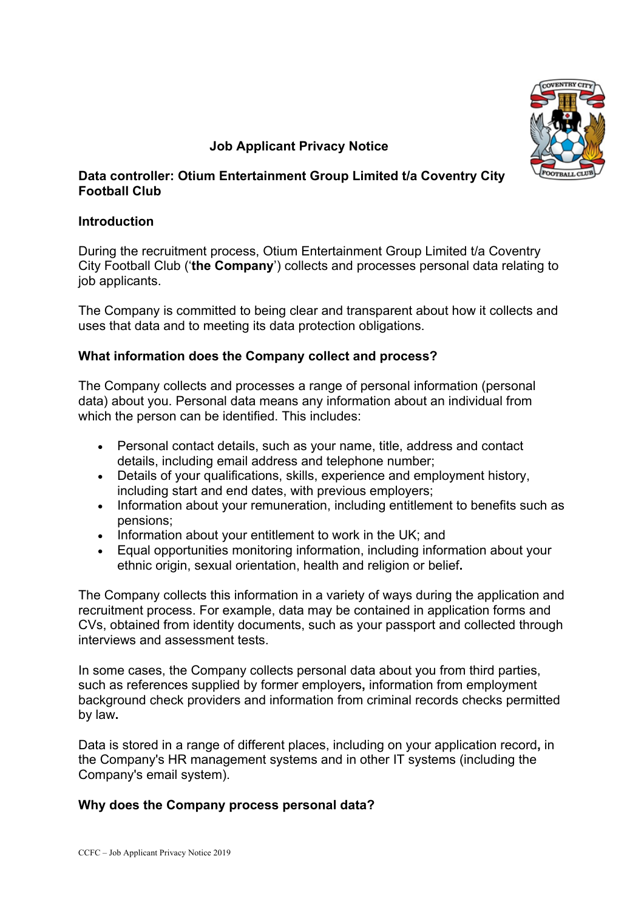# Job Applicant Privacy Notice

**Data controller: Otium Entertainment Group Limited t/a Coventry City Football Club**

## Introduction

During the recruitment process, Otium Entertainment Group Limited t/a Coventry City Football Club ('**the Company**') collects and processes personal data relating to job applicants.

The Company is committed to being clear and transparent about how it collects and uses that data and to meeting its data protection obligations.

## What information does the Company collect and process?

The Company collects and processes a range of personal information (personal data) about you. Personal data means any information about an individual from which the person can be identified. This includes:

- Personal contact details, such as your name, title, address and contact details, including email address and telephone number;
- Details of your qualifications, skills, experience and employment history, including start and end dates, with previous employers;
- Information about your remuneration, including entitlement to benefits such as pensions;
- Information about your entitlement to work in the UK; and
- Equal opportunities monitoring information, including information about your ethnic origin, sexual orientation, health and religion or belief**.**

The Company collects this information in a variety of ways during the application and recruitment process. For example, data may be contained in application forms and CVs, obtained from identity documents, such as your passport and collected through interviews and assessment tests.

In some cases, the Company collects personal data about you from third parties, such as references supplied by former employers**,** information from employment background check providers and information from criminal records checks permitted by law**.**

Data is stored in a range of different places, including on your application record**,** in the Company's HR management systems and in other IT systems (including the Company's email system).

## Why does the Company process personal data?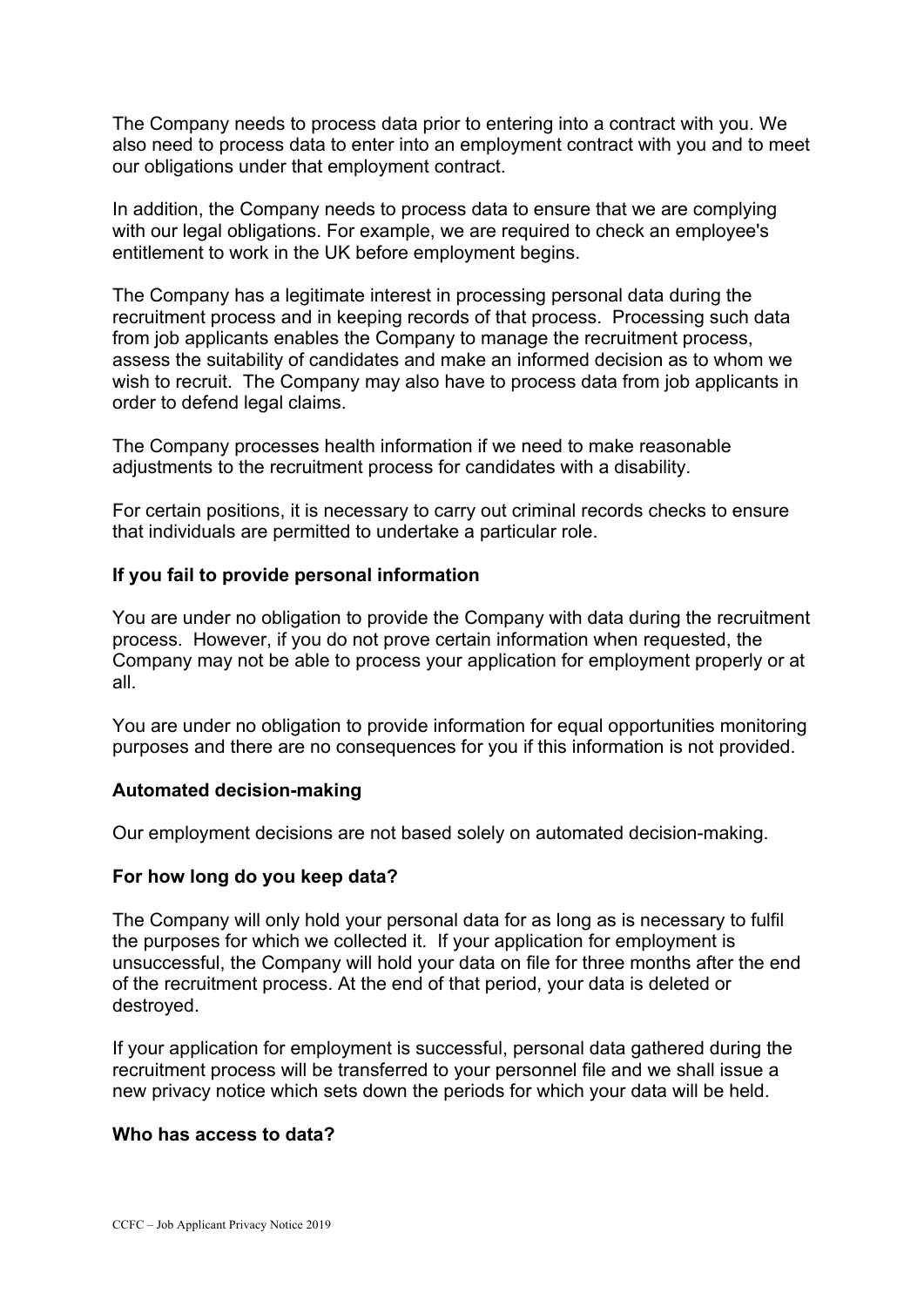The Company needs to process data prior to entering into a contract with you. We also need to process data to enter into an employment contract with you and to meet our obligations under that employment contract.

In addition, the Company needs to process data to ensure that we are complying with our legal obligations. For example, we are required to check an employee's entitlement to work in the UK before employment begins.

The Company has a legitimate interest in processing personal data during the recruitment process and in keeping records of that process. Processing such data from job applicants enables the Company to manage the recruitment process, assess the suitability of candidates and make an informed decision as to whom we wish to recruit. The Company may also have to process data from job applicants in order to defend legal claims.

The Company processes health information if we need to make reasonable adjustments to the recruitment process for candidates with a disability.

For certain positions, it is necessary to carry out criminal records checks to ensure that individuals are permitted to undertake a particular role.

**If you fail to provide personal information**

You are under no obligation to provide the Company with data during the recruitment process. However, if you do not prove certain information when requested, the Company may not be able to process your application for employment properly or at all.

You are under no obligation to provide information for equal opportunities monitoring purposes and there are no consequences for you if this information is not provided.

**Automated decision-making**

Our employment decisions are not based solely on automated decision-making.

**For how long do you keep data?**

The Company will only hold your personal data for as long as is necessary to fulfil the purposes for which we collected it. If your application for employment is unsuccessful, the Company will hold your data on file for three months after the end of the recruitment process. At the end of that period, your data is deleted or destroyed.

If your application for employment is successful, personal data gathered during the recruitment process will be transferred to your personnel file and we shall issue a new privacy notice which sets down the periods for which your data will be held.

**Who has access to data?**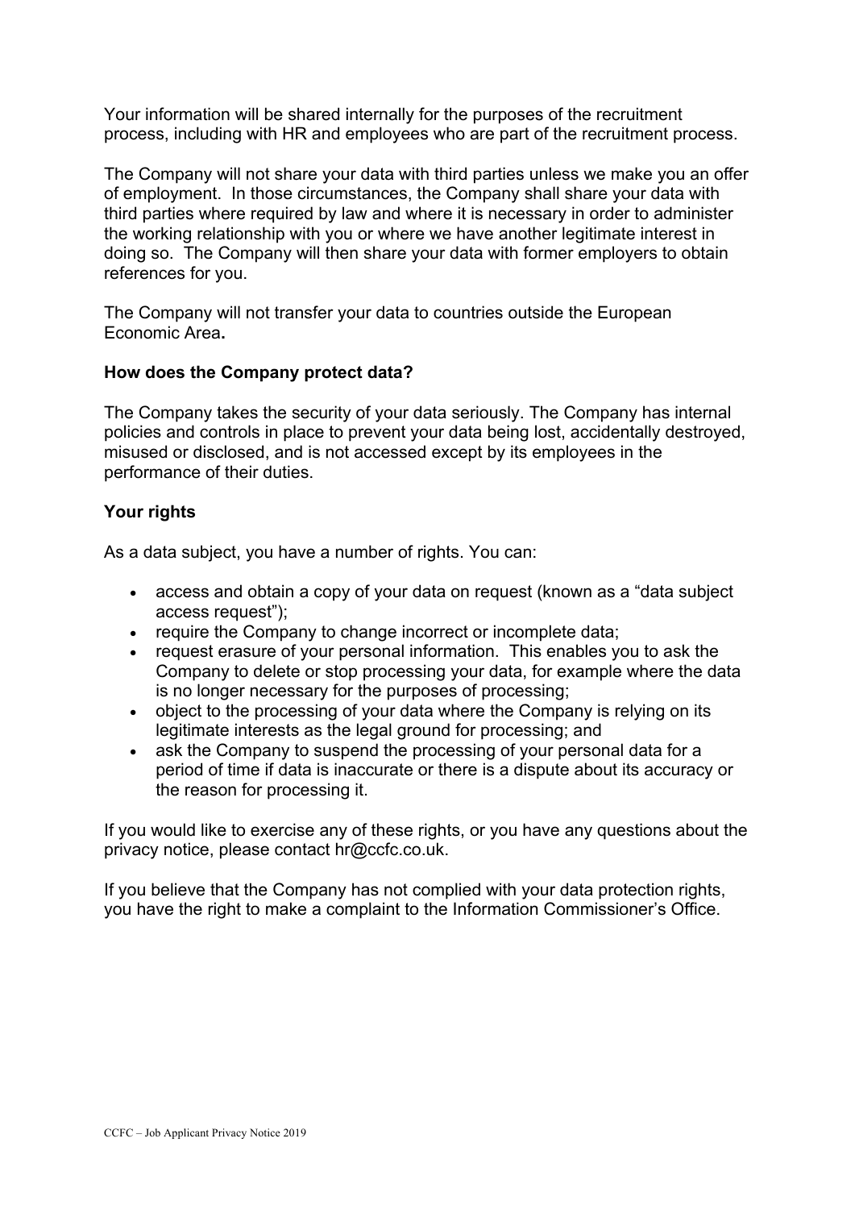Your information will be shared internally for the purposes of the recruitment process, including with HR and employees who are part of the recruitment process.

The Company will not share your data with third parties unless we make you an offer of employment. In those circumstances, the Company shall share your data with third parties where required by law and where it is necessary in order to administer the working relationship with you or where we have another legitimate interest in doing so. The Company will then share your data with former employers to obtain references for you.

The Company will not transfer your data to countries outside the European Economic Area**.**

### How does the Company protect data?

The Company takes the security of your data seriously. The Company has internal policies and controls in place to prevent your data being lost, accidentally destroyed, misused or disclosed, and is not accessed except by its employees in the performance of their duties.

### Your rights

As a data subject, you have a number of rights. You can:

- access and obtain a copy of your data on request (known as a "data subject access request");
- require the Company to change incorrect or incomplete data;
- request erasure of your personal information. This enables you to ask the Company to delete or stop processing your data, for example where the data is no longer necessary for the purposes of processing;
- object to the processing of your data where the Company is relying on its legitimate interests as the legal ground for processing; and
- ask the Company to suspend the processing of your personal data for a period of time if data is inaccurate or there is a dispute about its accuracy or the reason for processing it.

If you would like to exercise any of these rights, or you have any questions about the privacy notice, please contact hr@ccfc.co.uk.

If you believe that the Company has not complied with your data protection rights, you have the right to make a complaint to the Information Commissioner's Office.